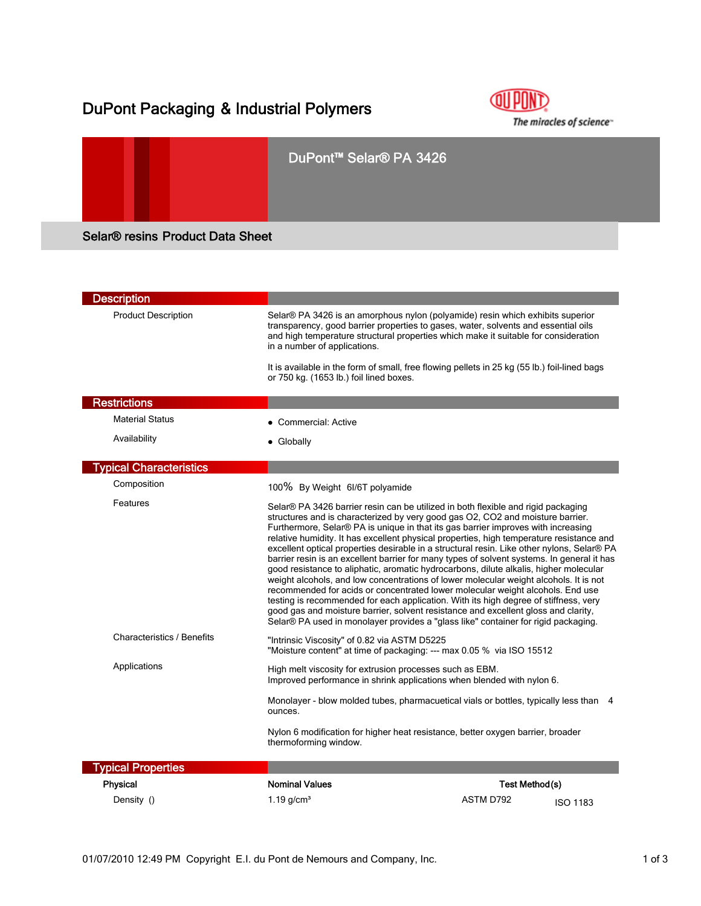# DuPont Packaging & Industrial Polymers

## DuPont™ Selar® PA 3426

### Selar® resins Product Data Sheet

## Description

**Product Description**

Selar® PA 3426 is an amorphous nylon (polyamide) resin which exhibits superior transparency, good barrier properties to gases, water, solvents and essential oils and high temperature structural properties which make it suitable for consideration in a number of applications.

It is available in the form of small, free flowing pellets in 25 kg (55 lb.) foil-lined bags or 750 kg. (1653 lb.) foil lined boxes.

## Restrictions

**Material Status**

- Commercial: Active

**Availability**

- Globally

## Typical Characteristics

**Composition**

100% By Weight 6I/6T polyamide

**Features**

Selar® PA 3426 barrier resin can be utilized in both flexible and rigid packaging structures and is characterized by very good gas O2, CO2 and moisture barrier. Furthermore, Selar® PA is unique in that its gas barrier improves with increasing relative humidity. It has excellent physical properties, high temperature resistance and excellent optical properties desirable in a structural resin. Like other nylons, Selar® PA barrier resin is an excellent barrier for many types of solvent systems. In general it has good resistance to aliphatic, aromatic hydrocarbons, dilute alkalis, higher molecular weight alcohols, and low concentrations of lower molecular weight alcohols. It is not recommended for acids or concentrated lower molecular weight alcohols. End use testing is recommended for each application. With its high degree of stiffness, very good gas and moisture barrier, solvent resistance and excellent gloss and clarity, Selar® PA used in monolayer provides a "glass like" container for rigid packaging.

**Characteristics / Benefits**

"Intrinsic Viscosity" of 0.82 via ASTM D5225
"Moisture content" at time of packaging: --- max 0.05 % via ISO 15512

**Applications**

High melt viscosity for extrusion processes such as EBM.
Improved performance in shrink applications when blended with nylon 6.

Monolayer - blow molded tubes, pharmaceutical vials or bottles, typically less than 4 ounces.

Nylon 6 modification for higher heat resistance, better oxygen barrier, broader thermoforming window.

## Typical Properties

| Physical | Nominal Values | Test Method(s) | |
|---|---|---|---|
| Density () | 1.19 g/cm³ | ASTM D792 | ISO 1183 |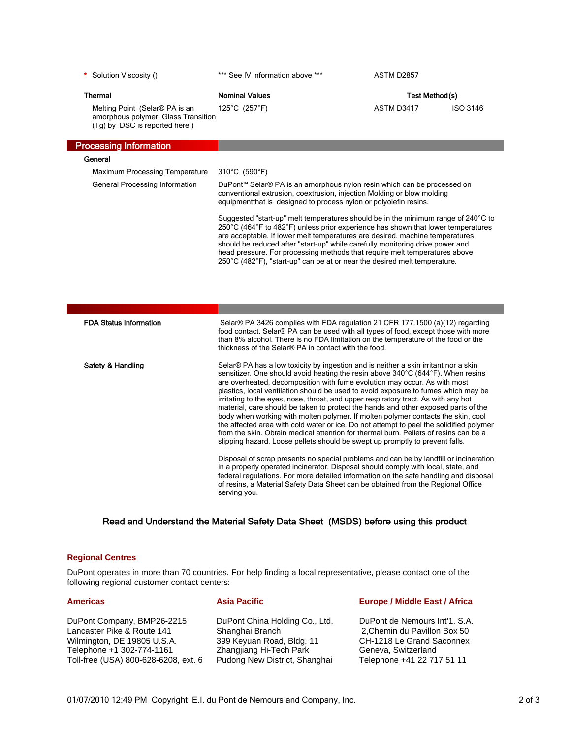| | | | |
|---|---|---|---|
| * Solution Viscosity () | *** See IV information above *** | ASTM D2857 | |

| Thermal | Nominal Values | Test Method(s) | |
|---|---|---|---|
| Melting Point (Selar® PA is an amorphous polymer. Glass Transition (Tg) by DSC is reported here.) | 125°C (257°F) | ASTM D3417 | ISO 3146 |

## Processing Information

### General

| | |
|---|---|
| Maximum Processing Temperature | 310°C (590°F) |
| General Processing Information | DuPont™ Selar® PA is an amorphous nylon resin which can be processed on conventional extrusion, coextrusion, injection Molding or blow molding equipmentthat is designed to process nylon or polyolefin resins.<br><br>Suggested "start-up" melt temperatures should be in the minimum range of 240°C to 250°C (464°F to 482°F) unless prior experience has shown that lower temperatures are acceptable. If lower melt temperatures are desired, machine temperatures should be reduced after "start-up" while carefully monitoring drive power and head pressure. For processing methods that require melt temperatures above 250°C (482°F), "start-up" can be at or near the desired melt temperature. |

**FDA Status Information**

Selar® PA 3426 complies with FDA regulation 21 CFR 177.1500 (a)(12) regarding food contact. Selar® PA can be used with all types of food, except those with more than 8% alcohol. There is no FDA limitation on the temperature of the food or the thickness of the Selar® PA in contact with the food.

**Safety & Handling**

Selar® PA has a low toxicity by ingestion and is neither a skin irritant nor a skin sensitizer. One should avoid heating the resin above 340°C (644°F). When resins are overheated, decomposition with fume evolution may occur. As with most plastics, local ventilation should be used to avoid exposure to fumes which may be irritating to the eyes, nose, throat, and upper respiratory tract. As with any hot material, care should be taken to protect the hands and other exposed parts of the body when working with molten polymer. If molten polymer contacts the skin, cool the affected area with cold water or ice. Do not attempt to peel the solidified polymer from the skin. Obtain medical attention for thermal burn. Pellets of resins can be a slipping hazard. Loose pellets should be swept up promptly to prevent falls.

Disposal of scrap presents no special problems and can be by landfill or incineration in a properly operated incinerator. Disposal should comply with local, state, and federal regulations. For more detailed information on the safe handling and disposal of resins, a Material Safety Data Sheet can be obtained from the Regional Office serving you.

**Read and Understand the Material Safety Data Sheet (MSDS) before using this product**

## Regional Centres

DuPont operates in more than 70 countries. For help finding a local representative, please contact one of the following regional customer contact centers:

**Americas**

DuPont Company, BMP26-2215
Lancaster Pike & Route 141
Wilmington, DE 19805 U.S.A.
Telephone +1 302-774-1161
Toll-free (USA) 800-628-6208, ext. 6

**Asia Pacific**

DuPont China Holding Co., Ltd.
Shanghai Branch
399 Keyuan Road, Bldg. 11
Zhangjiang Hi-Tech Park
Pudong New District, Shanghai

**Europe / Middle East / Africa**

DuPont de Nemours Int'1. S.A.
2,Chemin du Pavillon Box 50
CH-1218 Le Grand Saconnex
Geneva, Switzerland
Telephone +41 22 717 51 11

01/07/2010 12:49 PM Copyright E.I. du Pont de Nemours and Company, Inc.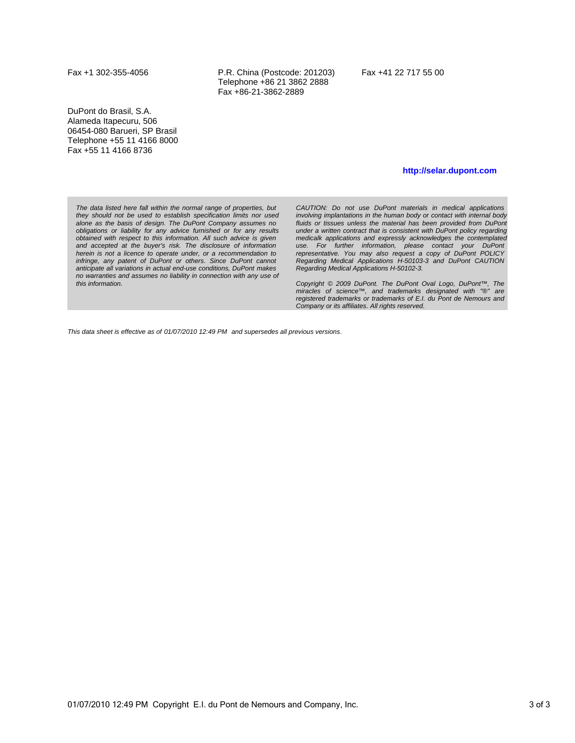Fax +1 302-355-4056

P.R. China (Postcode: 201203)
Telephone +86 21 3862 2888
Fax +86-21-3862-2889

Fax +41 22 717 55 00

DuPont do Brasil, S.A.
Alameda Itapecuru, 506
06454-080 Barueri, SP Brasil
Telephone +55 11 4166 8000
Fax +55 11 4166 8736

**http://selar.dupont.com**

*The data listed here fall within the normal range of properties, but they should not be used to establish specification limits nor used alone as the basis of design. The DuPont Company assumes no obligations or liability for any advice furnished or for any results obtained with respect to this information. All such advice is given and accepted at the buyer's risk. The disclosure of information herein is not a licence to operate under, or a recommendation to infringe, any patent of DuPont or others. Since DuPont cannot anticipate all variations in actual end-use conditions, DuPont makes no warranties and assumes no liability in connection with any use of this information.*

*CAUTION: Do not use DuPont materials in medical applications involving implantations in the human body or contact with internal body fluids or tissues unless the material has been provided from DuPont under a written contract that is consistent with DuPont policy regarding medicalk applications and expressly acknowledges the contemplated use. For further information, please contact your DuPont representative. You may also request a copy of DuPont POLICY Regarding Medical Applications H-50103-3 and DuPont CAUTION Regarding Medical Applications H-50102-3.*

*Copyright © 2009 DuPont. The DuPont Oval Logo, DuPont™, The miracles of science™, and trademarks designated with "®" are registered trademarks or trademarks of E.I. du Pont de Nemours and Company or its affiliates. All rights reserved.*

*This data sheet is effective as of 01/07/2010 12:49 PM and supersedes all previous versions.*